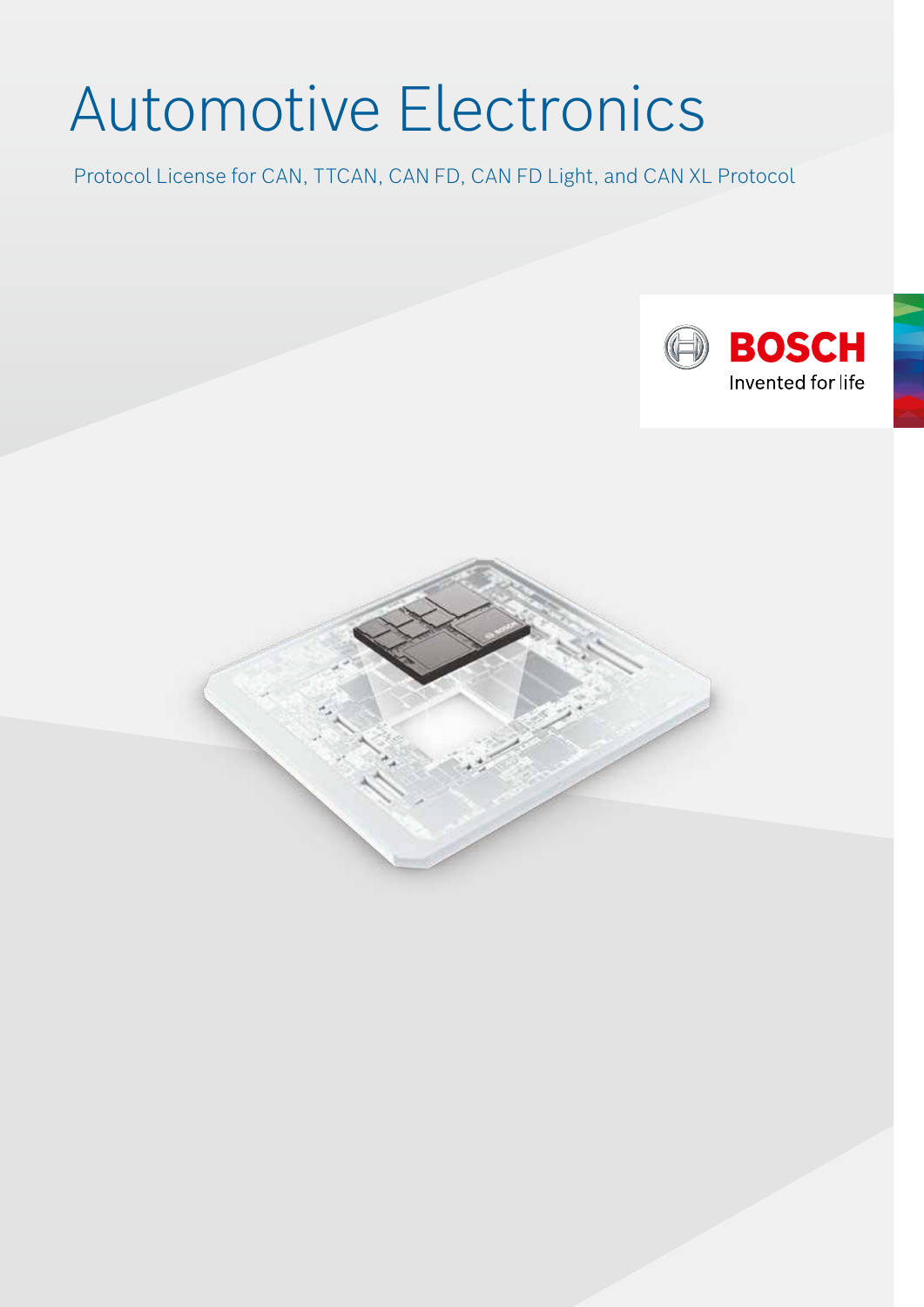# Automotive Electronics

Protocol License for CAN, TTCAN, CAN FD, CAN FD Light, and CAN XL Protocol

BOSCH

Invented for life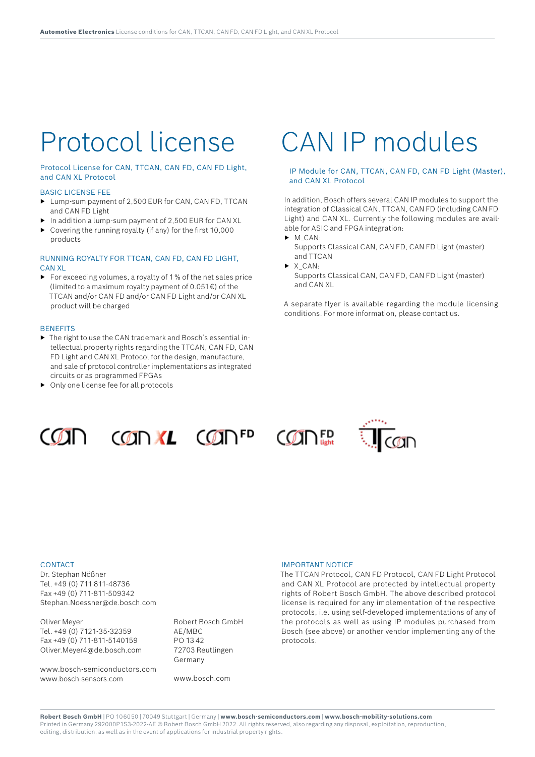# Protocol license

## Protocol License for CAN, TTCAN, CAN FD, CAN FD Light, and CAN XL Protocol

### BASIC LICENSE FEE

- Lump-sum payment of 2,500 EUR for CAN, CAN FD, TTCAN and CAN FD Light
- In addition a lump-sum payment of 2,500 EUR for CAN XL
- Covering the running royalty (if any) for the first 10,000 products

### RUNNING ROYALTY FOR TTCAN, CAN FD, CAN FD LIGHT, CAN XL

- For exceeding volumes, a royalty of 1 % of the net sales price (limited to a maximum royalty payment of 0.051 €) of the TTCAN and/or CAN FD and/or CAN FD Light and/or CAN XL product will be charged

### BENEFITS

- The right to use the CAN trademark and Bosch's essential intellectual property rights regarding the TTCAN, CAN FD, CAN FD Light and CAN XL Protocol for the design, manufacture, and sale of protocol controller implementations as integrated circuits or as programmed FPGAs
- Only one license fee for all protocols

# CAN IP modules

## IP Module for CAN, TTCAN, CAN FD, CAN FD Light (Master), and CAN XL Protocol

In addition, Bosch offers several CAN IP modules to support the integration of Classical CAN, TTCAN, CAN FD (including CAN FD Light) and CAN XL. Currently the following modules are available for ASIC and FPGA integration:

- M_CAN:
  Supports Classical CAN, CAN FD, CAN FD Light (master) and TTCAN
- X_CAN:
  Supports Classical CAN, CAN FD, CAN FD Light (master) and CAN XL

A separate flyer is available regarding the module licensing conditions. For more information, please contact us.

### CONTACT

Dr. Stephan Nößner
Tel. +49 (0) 711 811-48736
Fax +49 (0) 711-811-509342
Stephan.Noessner@de.bosch.com

Oliver Meyer
Tel. +49 (0) 7121-35-32359
Fax +49 (0) 711-811-5140159
Oliver.Meyer4@de.bosch.com

www.bosch-semiconductors.com
www.bosch-sensors.com

Robert Bosch GmbH
AE/MBC
PO 13 42
72703 Reutlingen
Germany

www.bosch.com

### IMPORTANT NOTICE

The TTCAN Protocol, CAN FD Protocol, CAN FD Light Protocol and CAN XL Protocol are protected by intellectual property rights of Robert Bosch GmbH. The above described protocol license is required for any implementation of the respective protocols, i.e. using self-developed implementations of any of the protocols as well as using IP modules purchased from Bosch (see above) or another vendor implementing any of the protocols.

**Robert Bosch GmbH** | PO 106050 | 70049 Stuttgart | Germany | **www.bosch-semiconductors.com** | **www.bosch-mobility-solutions.com**
Printed in Germany 292000P1S3-2022-AE © Robert Bosch GmbH 2022. All rights reserved, also regarding any disposal, exploitation, reproduction, editing, distribution, as well as in the event of applications for industrial property rights.